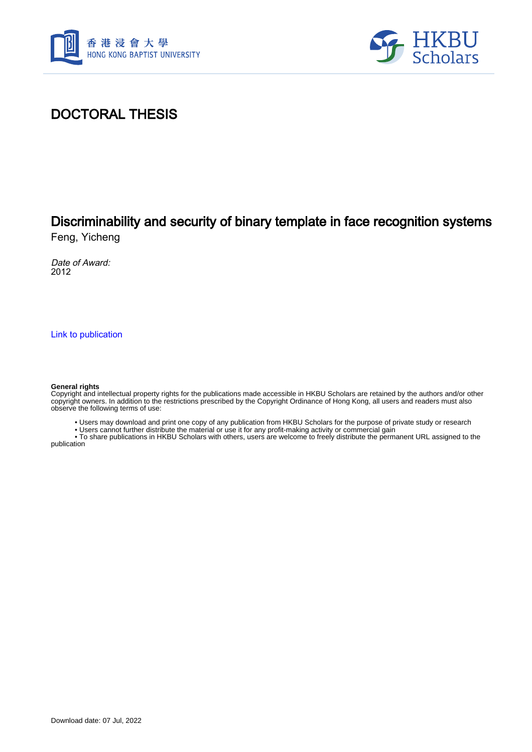香港浸會大學
HONG KONG BAPTIST UNIVERSITY

HKBU Scholars

# DOCTORAL THESIS

## Discriminability and security of binary template in face recognition systems

Feng, Yicheng

*Date of Award:*
2012

Link to publication

**General rights**
Copyright and intellectual property rights for the publications made accessible in HKBU Scholars are retained by the authors and/or other copyright owners. In addition to the restrictions prescribed by the Copyright Ordinance of Hong Kong, all users and readers must also observe the following terms of use:

- Users may download and print one copy of any publication from HKBU Scholars for the purpose of private study or research
- Users cannot further distribute the material or use it for any profit-making activity or commercial gain
- To share publications in HKBU Scholars with others, users are welcome to freely distribute the permanent URL assigned to the publication

Download date: 07 Jul, 2022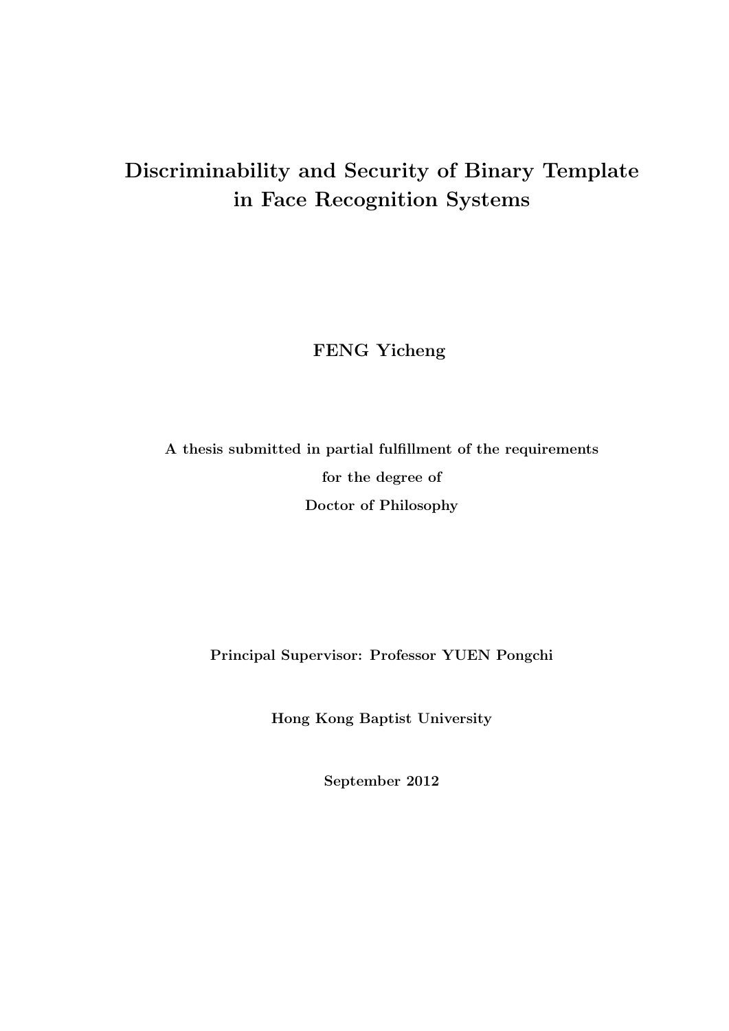# Discriminability and Security of Binary Template in Face Recognition Systems

**FENG Yicheng**

**A thesis submitted in partial fulfillment of the requirements**

**for the degree of**

**Doctor of Philosophy**

**Principal Supervisor: Professor YUEN Pongchi**

**Hong Kong Baptist University**

**September 2012**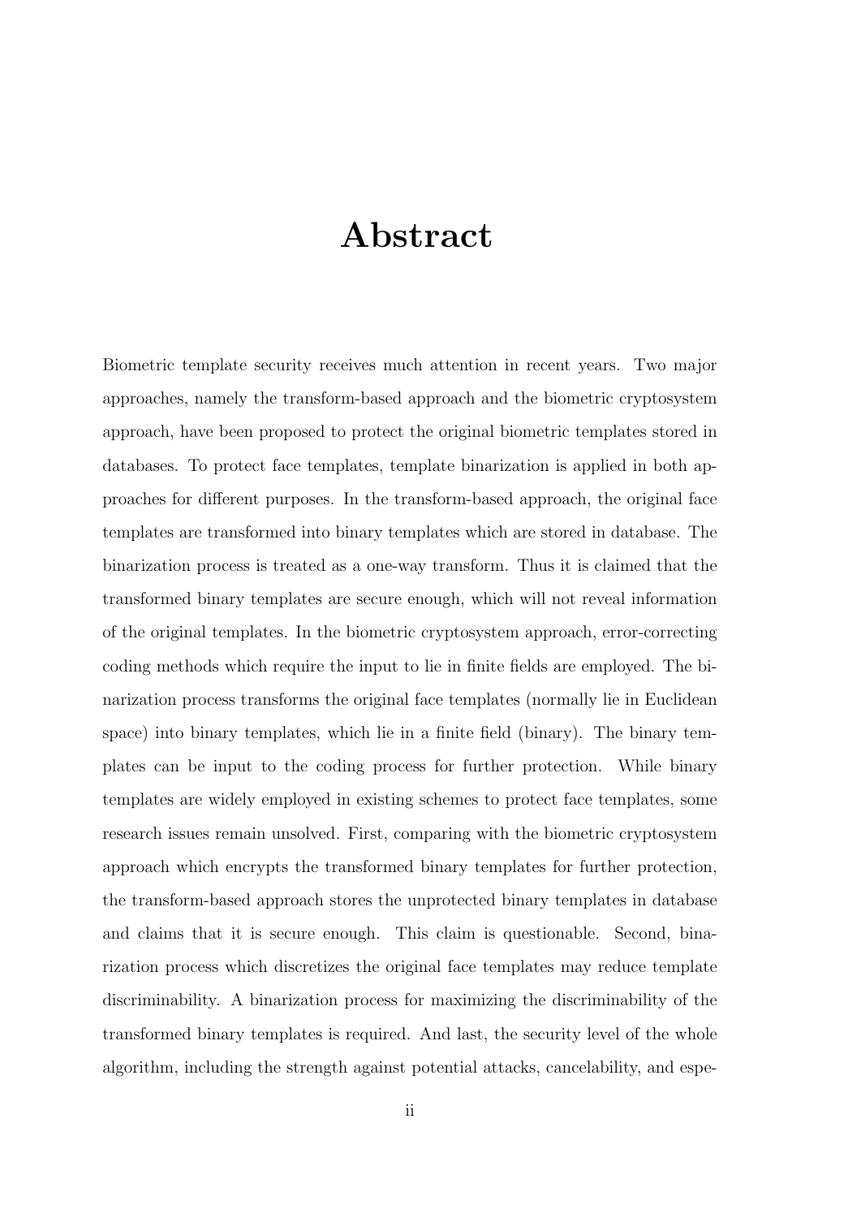# Abstract

Biometric template security receives much attention in recent years. Two major approaches, namely the transform-based approach and the biometric cryptosystem approach, have been proposed to protect the original biometric templates stored in databases. To protect face templates, template binarization is applied in both approaches for different purposes. In the transform-based approach, the original face templates are transformed into binary templates which are stored in database. The binarization process is treated as a one-way transform. Thus it is claimed that the transformed binary templates are secure enough, which will not reveal information of the original templates. In the biometric cryptosystem approach, error-correcting coding methods which require the input to lie in finite fields are employed. The binarization process transforms the original face templates (normally lie in Euclidean space) into binary templates, which lie in a finite field (binary). The binary templates can be input to the coding process for further protection. While binary templates are widely employed in existing schemes to protect face templates, some research issues remain unsolved. First, comparing with the biometric cryptosystem approach which encrypts the transformed binary templates for further protection, the transform-based approach stores the unprotected binary templates in database and claims that it is secure enough. This claim is questionable. Second, binarization process which discretizes the original face templates may reduce template discriminability. A binarization process for maximizing the discriminability of the transformed binary templates is required. And last, the security level of the whole algorithm, including the strength against potential attacks, cancelability, and espe-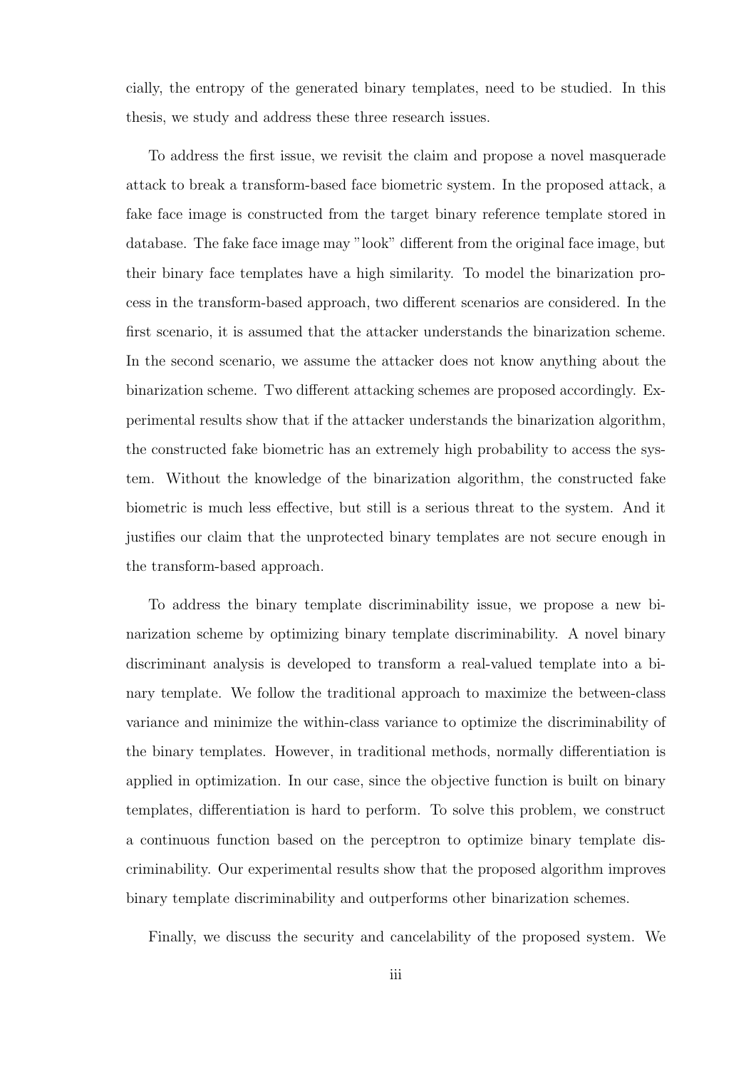cially, the entropy of the generated binary templates, need to be studied. In this thesis, we study and address these three research issues.

To address the first issue, we revisit the claim and propose a novel masquerade attack to break a transform-based face biometric system. In the proposed attack, a fake face image is constructed from the target binary reference template stored in database. The fake face image may "look" different from the original face image, but their binary face templates have a high similarity. To model the binarization process in the transform-based approach, two different scenarios are considered. In the first scenario, it is assumed that the attacker understands the binarization scheme. In the second scenario, we assume the attacker does not know anything about the binarization scheme. Two different attacking schemes are proposed accordingly. Experimental results show that if the attacker understands the binarization algorithm, the constructed fake biometric has an extremely high probability to access the system. Without the knowledge of the binarization algorithm, the constructed fake biometric is much less effective, but still is a serious threat to the system. And it justifies our claim that the unprotected binary templates are not secure enough in the transform-based approach.

To address the binary template discriminability issue, we propose a new binarization scheme by optimizing binary template discriminability. A novel binary discriminant analysis is developed to transform a real-valued template into a binary template. We follow the traditional approach to maximize the between-class variance and minimize the within-class variance to optimize the discriminability of the binary templates. However, in traditional methods, normally differentiation is applied in optimization. In our case, since the objective function is built on binary templates, differentiation is hard to perform. To solve this problem, we construct a continuous function based on the perceptron to optimize binary template discriminability. Our experimental results show that the proposed algorithm improves binary template discriminability and outperforms other binarization schemes.

Finally, we discuss the security and cancelability of the proposed system. We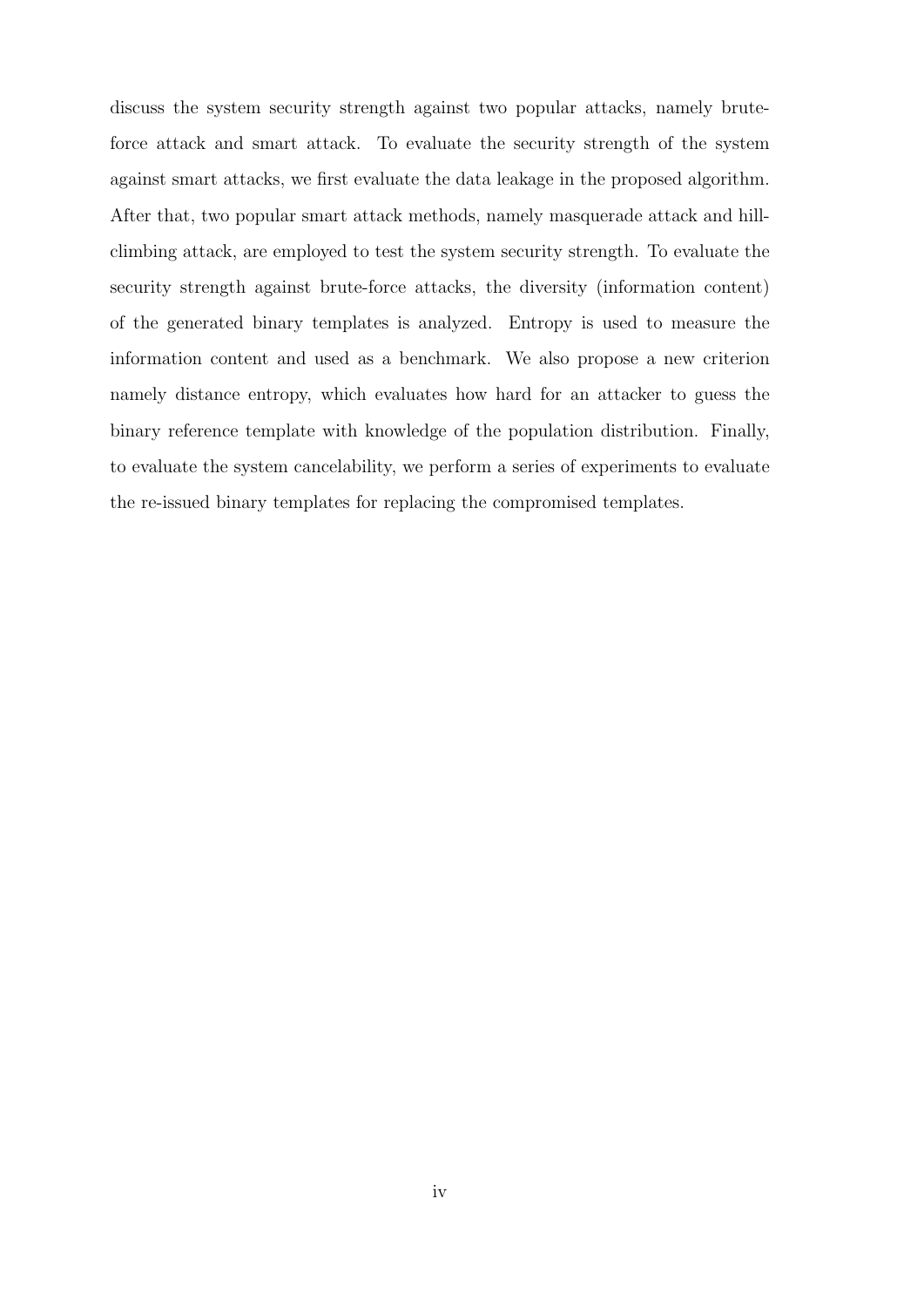discuss the system security strength against two popular attacks, namely brute-force attack and smart attack. To evaluate the security strength of the system against smart attacks, we first evaluate the data leakage in the proposed algorithm. After that, two popular smart attack methods, namely masquerade attack and hill-climbing attack, are employed to test the system security strength. To evaluate the security strength against brute-force attacks, the diversity (information content) of the generated binary templates is analyzed. Entropy is used to measure the information content and used as a benchmark. We also propose a new criterion namely distance entropy, which evaluates how hard for an attacker to guess the binary reference template with knowledge of the population distribution. Finally, to evaluate the system cancelability, we perform a series of experiments to evaluate the re-issued binary templates for replacing the compromised templates.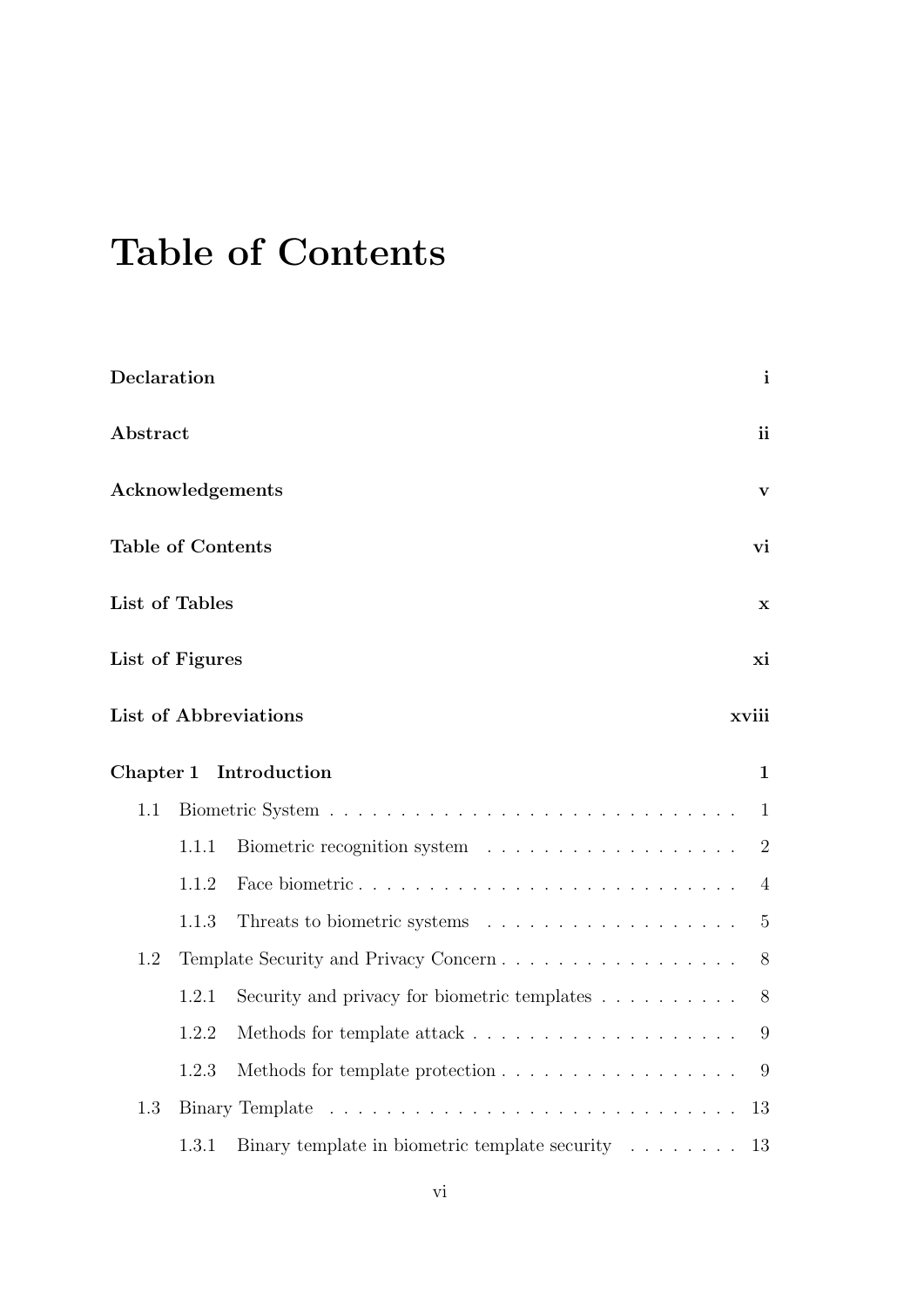# Table of Contents

**Declaration** **i**

**Abstract** **ii**

**Acknowledgements** **v**

**Table of Contents** **vi**

**List of Tables** **x**

**List of Figures** **xi**

**List of Abbreviations** **xviii**

**Chapter 1 Introduction** **1**

- 1.1 Biometric System . . . . . . . . . . . . . . . . . . . . . . . . . . . . . 1
  - 1.1.1 Biometric recognition system . . . . . . . . . . . . . . . . . . 2
  - 1.1.2 Face biometric . . . . . . . . . . . . . . . . . . . . . . . . . . . 4
  - 1.1.3 Threats to biometric systems . . . . . . . . . . . . . . . . . . 5
- 1.2 Template Security and Privacy Concern . . . . . . . . . . . . . . . . . 8
  - 1.2.1 Security and privacy for biometric templates . . . . . . . . . . 8
  - 1.2.2 Methods for template attack . . . . . . . . . . . . . . . . . . . 9
  - 1.2.3 Methods for template protection . . . . . . . . . . . . . . . . . 9
- 1.3 Binary Template . . . . . . . . . . . . . . . . . . . . . . . . . . . . . 13
  - 1.3.1 Binary template in biometric template security . . . . . . . . 13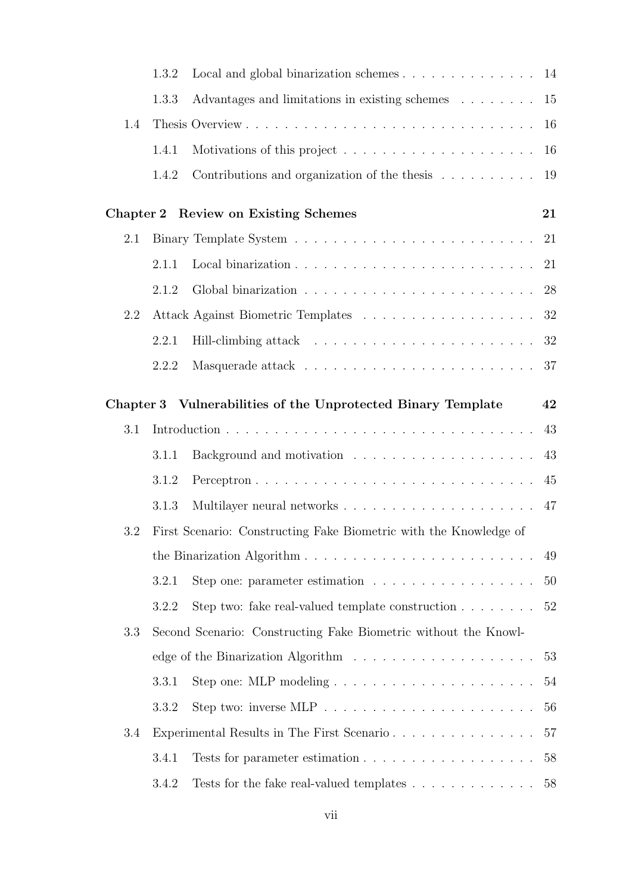| | | | |
|---|---|---|---|
| | 1.3.2 | Local and global binarization schemes | 14 |
| | 1.3.3 | Advantages and limitations in existing schemes | 15 |
| 1.4 | Thesis Overview | | 16 |
| | 1.4.1 | Motivations of this project | 16 |
| | 1.4.2 | Contributions and organization of the thesis | 19 |
| **Chapter 2** | **Review on Existing Schemes** | | **21** |
| 2.1 | Binary Template System | | 21 |
| | 2.1.1 | Local binarization | 21 |
| | 2.1.2 | Global binarization | 28 |
| 2.2 | Attack Against Biometric Templates | | 32 |
| | 2.2.1 | Hill-climbing attack | 32 |
| | 2.2.2 | Masquerade attack | 37 |
| **Chapter 3** | **Vulnerabilities of the Unprotected Binary Template** | | **42** |
| 3.1 | Introduction | | 43 |
| | 3.1.1 | Background and motivation | 43 |
| | 3.1.2 | Perceptron | 45 |
| | 3.1.3 | Multilayer neural networks | 47 |
| 3.2 | First Scenario: Constructing Fake Biometric with the Knowledge of the Binarization Algorithm | | 49 |
| | 3.2.1 | Step one: parameter estimation | 50 |
| | 3.2.2 | Step two: fake real-valued template construction | 52 |
| 3.3 | Second Scenario: Constructing Fake Biometric without the Knowledge of the Binarization Algorithm | | 53 |
| | 3.3.1 | Step one: MLP modeling | 54 |
| | 3.3.2 | Step two: inverse MLP | 56 |
| 3.4 | Experimental Results in The First Scenario | | 57 |
| | 3.4.1 | Tests for parameter estimation | 58 |
| | 3.4.2 | Tests for the fake real-valued templates | 58 |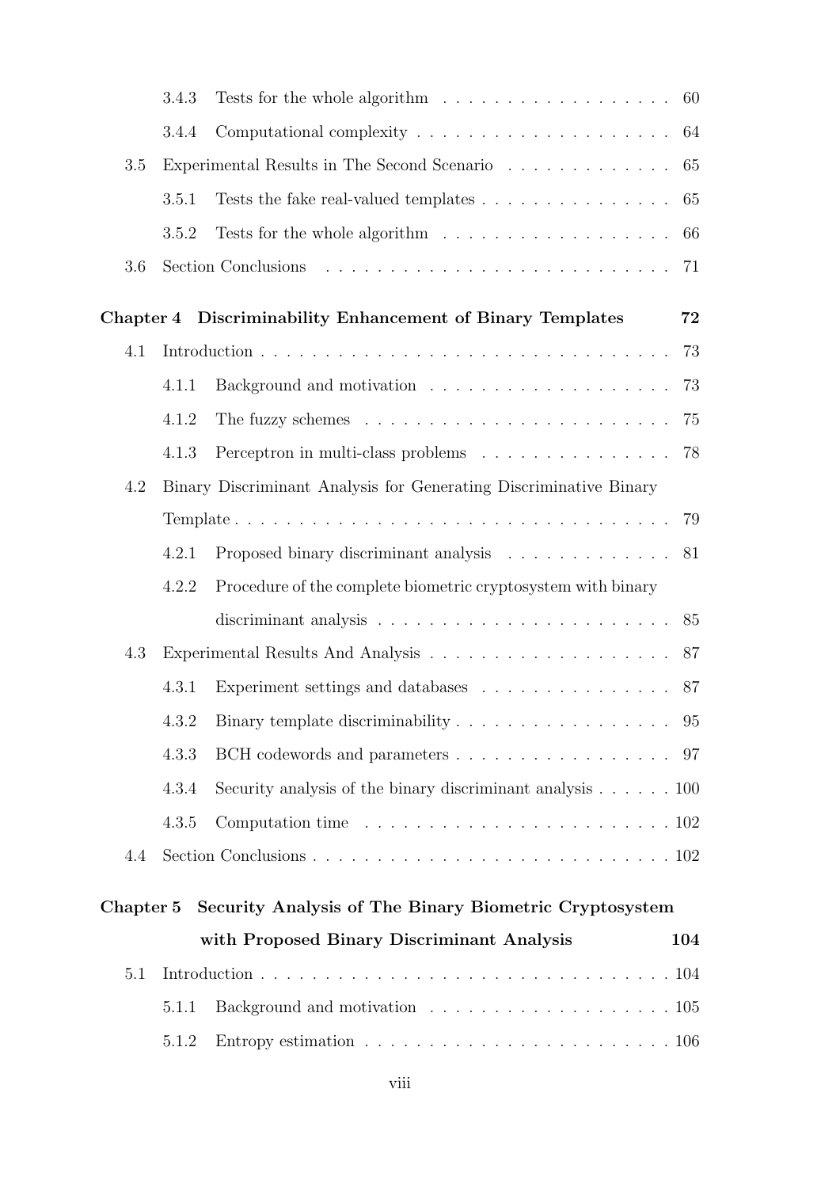- 3.4.3 Tests for the whole algorithm . . . . . . . . . . . . . . . . . . 60
- 3.4.4 Computational complexity . . . . . . . . . . . . . . . . . . . . 64
- 3.5 Experimental Results in The Second Scenario . . . . . . . . . . . . 65
  - 3.5.1 Tests the fake real-valued templates . . . . . . . . . . . . . . . 65
  - 3.5.2 Tests for the whole algorithm . . . . . . . . . . . . . . . . . . 66
- 3.6 Section Conclusions . . . . . . . . . . . . . . . . . . . . . . . . . . 71

**Chapter 4 Discriminability Enhancement of Binary Templates 72**

- 4.1 Introduction . . . . . . . . . . . . . . . . . . . . . . . . . . . . . . . 73
  - 4.1.1 Background and motivation . . . . . . . . . . . . . . . . . . . 73
  - 4.1.2 The fuzzy schemes . . . . . . . . . . . . . . . . . . . . . . . . 75
  - 4.1.3 Perceptron in multi-class problems . . . . . . . . . . . . . . . 78
- 4.2 Binary Discriminant Analysis for Generating Discriminative Binary Template . . . . . . . . . . . . . . . . . . . . . . . . . . . . . . . . . 79
  - 4.2.1 Proposed binary discriminant analysis . . . . . . . . . . . . . 81
  - 4.2.2 Procedure of the complete biometric cryptosystem with binary discriminant analysis . . . . . . . . . . . . . . . . . . . . . . 85
- 4.3 Experimental Results And Analysis . . . . . . . . . . . . . . . . . . 87
  - 4.3.1 Experiment settings and databases . . . . . . . . . . . . . . . 87
  - 4.3.2 Binary template discriminability . . . . . . . . . . . . . . . . . 95
  - 4.3.3 BCH codewords and parameters . . . . . . . . . . . . . . . . . 97
  - 4.3.4 Security analysis of the binary discriminant analysis . . . . . . 100
  - 4.3.5 Computation time . . . . . . . . . . . . . . . . . . . . . . . . 102
- 4.4 Section Conclusions . . . . . . . . . . . . . . . . . . . . . . . . . . . 102

**Chapter 5 Security Analysis of The Binary Biometric Cryptosystem with Proposed Binary Discriminant Analysis 104**

- 5.1 Introduction . . . . . . . . . . . . . . . . . . . . . . . . . . . . . . . 104
  - 5.1.1 Background and motivation . . . . . . . . . . . . . . . . . . . 105
  - 5.1.2 Entropy estimation . . . . . . . . . . . . . . . . . . . . . . . . 106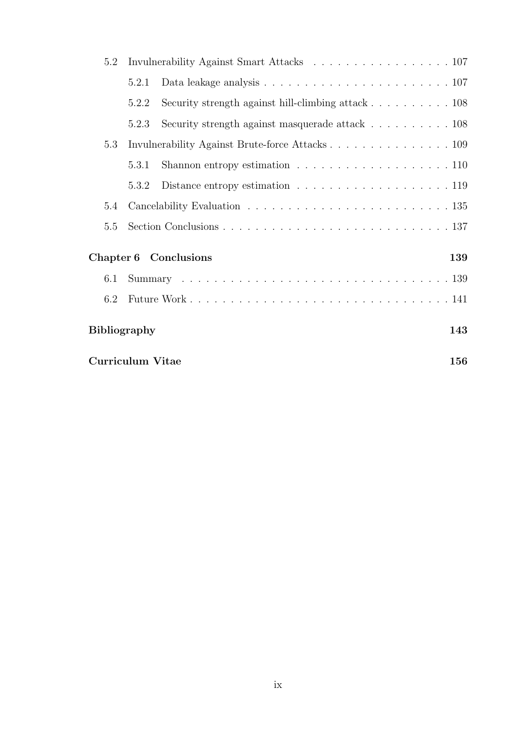- 5.2 Invulnerability Against Smart Attacks . . . . . . . . . . . . . . . . . 107
  - 5.2.1 Data leakage analysis . . . . . . . . . . . . . . . . . . . . . . . . 107
  - 5.2.2 Security strength against hill-climbing attack . . . . . . . . . . 108
  - 5.2.3 Security strength against masquerade attack . . . . . . . . . . 108
- 5.3 Invulnerability Against Brute-force Attacks . . . . . . . . . . . . . . . 109
  - 5.3.1 Shannon entropy estimation . . . . . . . . . . . . . . . . . . . 110
  - 5.3.2 Distance entropy estimation . . . . . . . . . . . . . . . . . . . 119
- 5.4 Cancelability Evaluation . . . . . . . . . . . . . . . . . . . . . . . . . 135
- 5.5 Section Conclusions . . . . . . . . . . . . . . . . . . . . . . . . . . . 137

**Chapter 6 Conclusions** **139**

- 6.1 Summary . . . . . . . . . . . . . . . . . . . . . . . . . . . . . . . . . 139
- 6.2 Future Work . . . . . . . . . . . . . . . . . . . . . . . . . . . . . . . . 141

**Bibliography** **143**

**Curriculum Vitae** **156**